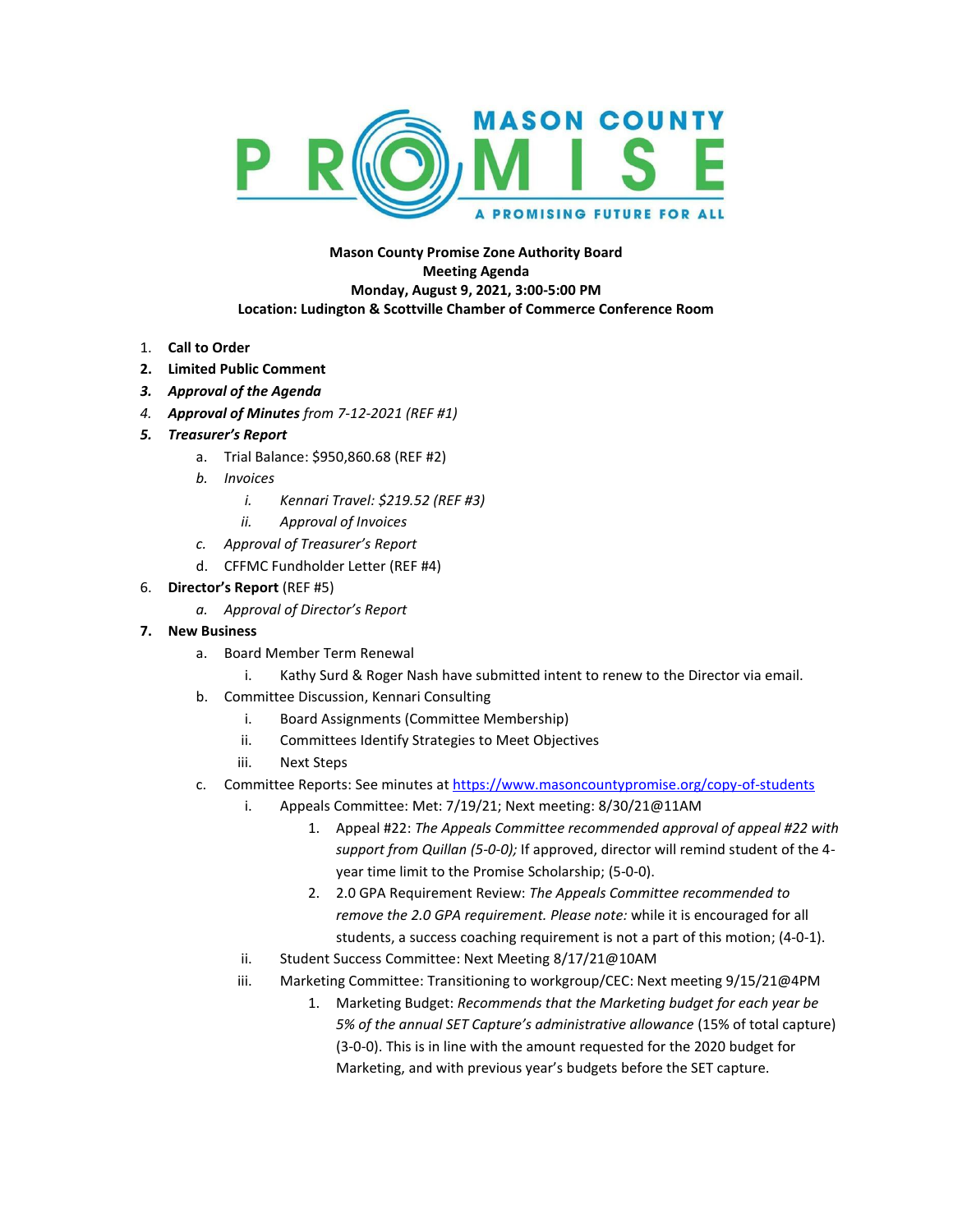MASON COUNTY PROMISE
A PROMISING FUTURE FOR ALL

**Mason County Promise Zone Authority Board**
**Meeting Agenda**
**Monday, August 9, 2021, 3:00-5:00 PM**
**Location: Ludington & Scottville Chamber of Commerce Conference Room**

1. **Call to Order**
2. **Limited Public Comment**
3. ***Approval of the Agenda***
4. ***Approval of Minutes** from 7-12-2021 (REF #1)*
5. ***Treasurer's Report***
    a. Trial Balance: $950,860.68 (REF #2)
    b. *Invoices*
        i. *Kennari Travel: $219.52 (REF #3)*
        ii. *Approval of Invoices*
    c. *Approval of Treasurer's Report*
    d. CFFMC Fundholder Letter (REF #4)
6. **Director's Report** (REF #5)
    a. *Approval of Director's Report*
7. **New Business**
    a. Board Member Term Renewal
        i. Kathy Surd & Roger Nash have submitted intent to renew to the Director via email.
    b. Committee Discussion, Kennari Consulting
        i. Board Assignments (Committee Membership)
        ii. Committees Identify Strategies to Meet Objectives
        iii. Next Steps
    c. Committee Reports: See minutes at https://www.masoncountypromise.org/copy-of-students
        i. Appeals Committee: Met: 7/19/21; Next meeting: 8/30/21@11AM
            1. Appeal #22: *The Appeals Committee recommended approval of appeal #22 with support from Quillan (5-0-0);* If approved, director will remind student of the 4-year time limit to the Promise Scholarship; (5-0-0).
            2. 2.0 GPA Requirement Review: *The Appeals Committee recommended to remove the 2.0 GPA requirement. Please note:* while it is encouraged for all students, a success coaching requirement is not a part of this motion; (4-0-1).
        ii. Student Success Committee: Next Meeting 8/17/21@10AM
        iii. Marketing Committee: Transitioning to workgroup/CEC: Next meeting 9/15/21@4PM
            1. Marketing Budget: *Recommends that the Marketing budget for each year be 5% of the annual SET Capture's administrative allowance* (15% of total capture) (3-0-0). This is in line with the amount requested for the 2020 budget for Marketing, and with previous year's budgets before the SET capture.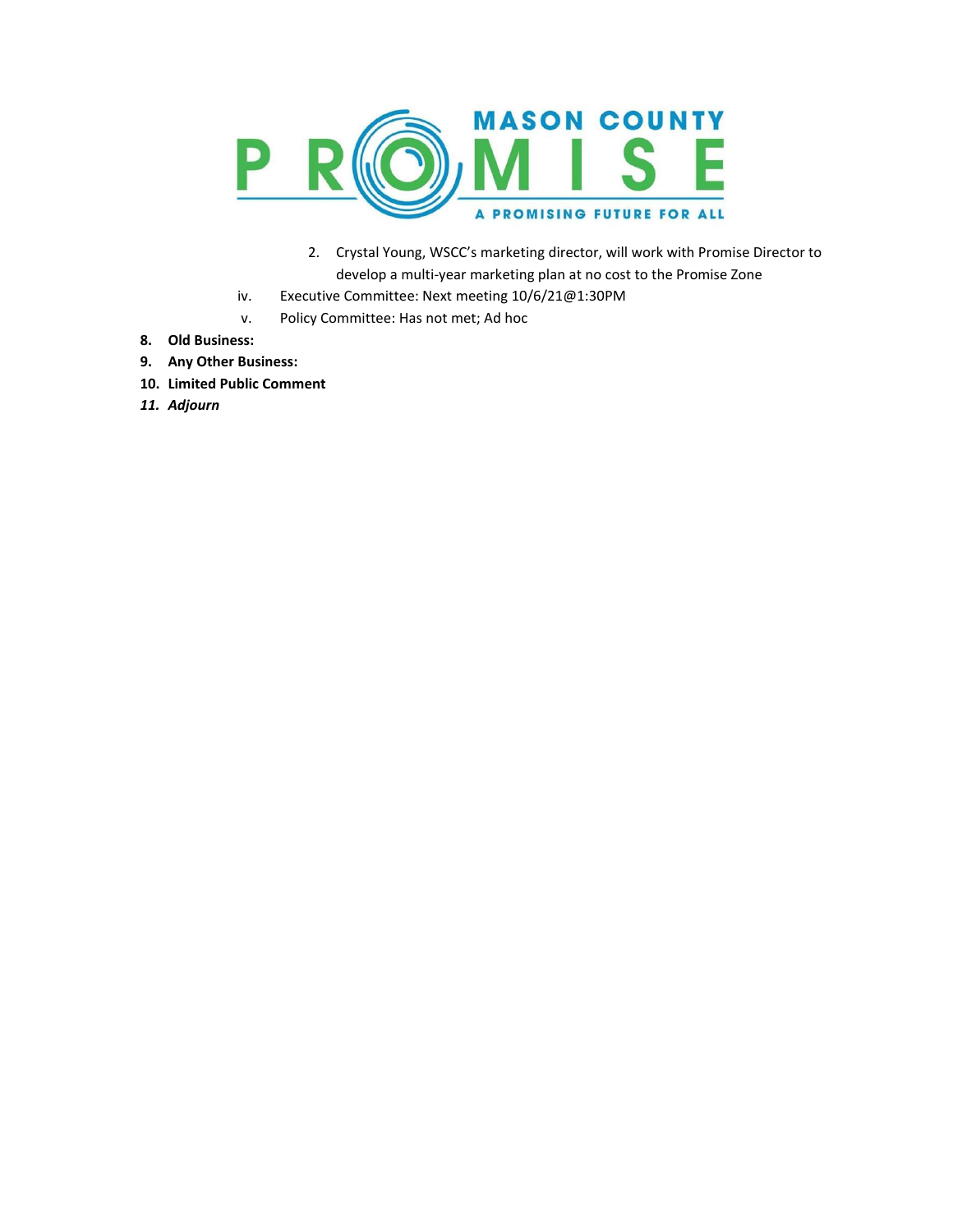MASON COUNTY PROMISE — A PROMISING FUTURE FOR ALL

2. Crystal Young, WSCC's marketing director, will work with Promise Director to develop a multi-year marketing plan at no cost to the Promise Zone

iv. Executive Committee: Next meeting 10/6/21@1:30PM

v. Policy Committee: Has not met; Ad hoc

**8. Old Business:**

**9. Any Other Business:**

**10. Limited Public Comment**

***11. Adjourn***